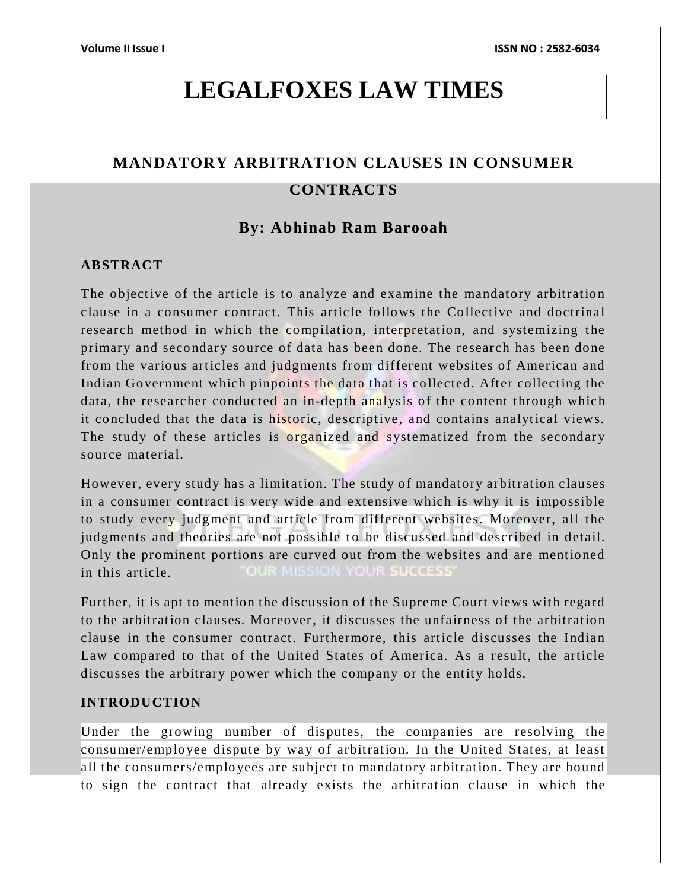# LEGALFOXES LAW TIMES

## MANDATORY ARBITRATION CLAUSES IN CONSUMER CONTRACTS

### By: Abhinab Ram Barooah

**ABSTRACT**

The objective of the article is to analyze and examine the mandatory arbitration clause in a consumer contract. This article follows the Collective and doctrinal research method in which the compilation, interpretation, and systemizing the primary and secondary source of data has been done. The research has been done from the various articles and judgments from different websites of American and Indian Government which pinpoints the data that is collected. After collecting the data, the researcher conducted an in-depth analysis of the content through which it concluded that the data is historic, descriptive, and contains analytical views. The study of these articles is organized and systematized from the secondary source material.

However, every study has a limitation. The study of mandatory arbitration clauses in a consumer contract is very wide and extensive which is why it is impossible to study every judgment and article from different websites. Moreover, all the judgments and theories are not possible to be discussed and described in detail. Only the prominent portions are curved out from the websites and are mentioned in this article.

Further, it is apt to mention the discussion of the Supreme Court views with regard to the arbitration clauses. Moreover, it discusses the unfairness of the arbitration clause in the consumer contract. Furthermore, this article discusses the Indian Law compared to that of the United States of America. As a result, the article discusses the arbitrary power which the company or the entity holds.

**INTRODUCTION**

Under the growing number of disputes, the companies are resolving the consumer/employee dispute by way of arbitration. In the United States, at least all the consumers/employees are subject to mandatory arbitration. They are bound to sign the contract that already exists the arbitration clause in which the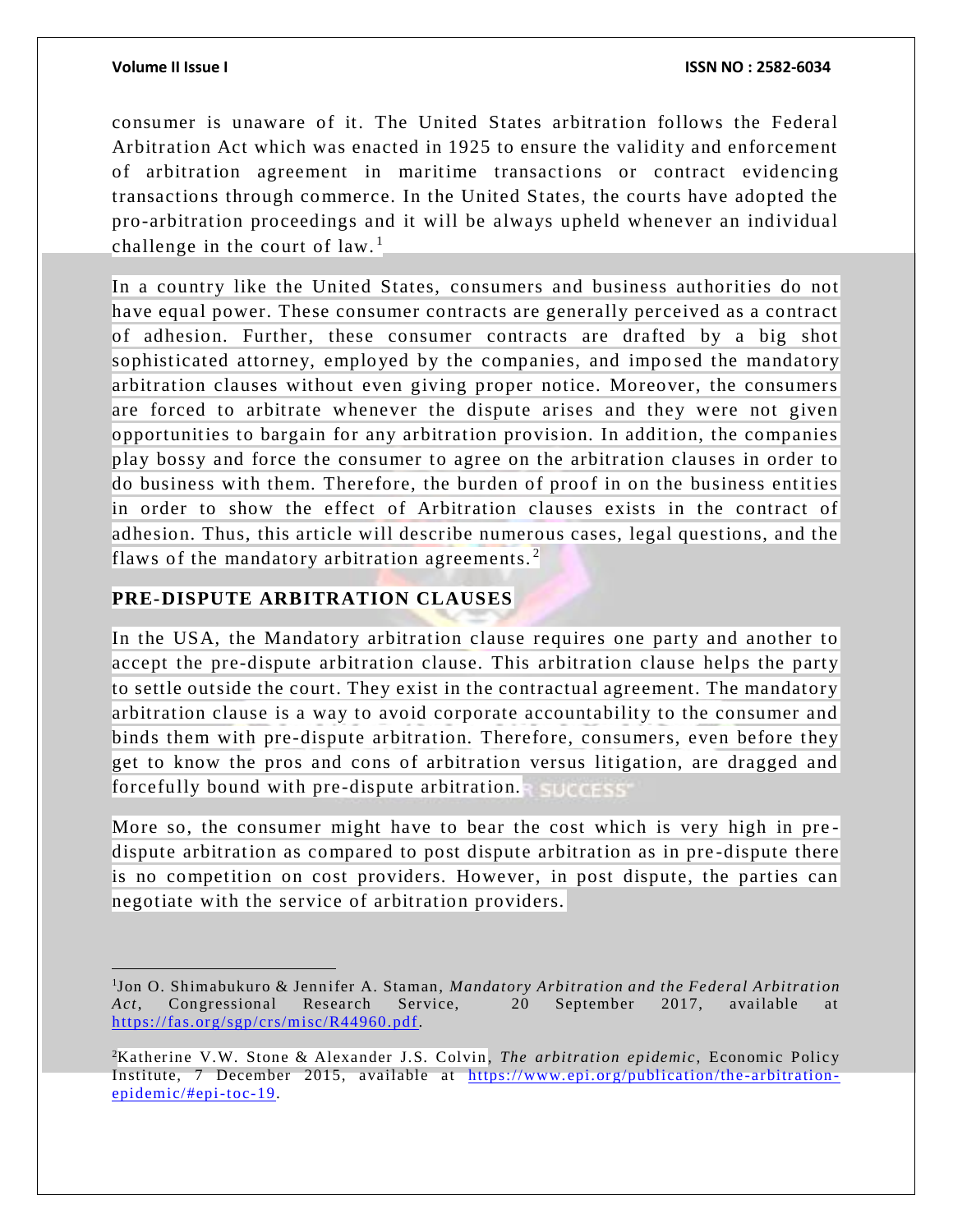consumer is unaware of it. The United States arbitration follows the Federal Arbitration Act which was enacted in 1925 to ensure the validity and enforcement of arbitration agreement in maritime transactions or contract evidencing transactions through commerce. In the United States, the courts have adopted the pro-arbitration proceedings and it will be always upheld whenever an individual challenge in the court of law.[1]

In a country like the United States, consumers and business authorities do not have equal power. These consumer contracts are generally perceived as a contract of adhesion. Further, these consumer contracts are drafted by a big shot sophisticated attorney, employed by the companies, and imposed the mandatory arbitration clauses without even giving proper notice. Moreover, the consumers are forced to arbitrate whenever the dispute arises and they were not given opportunities to bargain for any arbitration provision. In addition, the companies play bossy and force the consumer to agree on the arbitration clauses in order to do business with them. Therefore, the burden of proof in on the business entities in order to show the effect of Arbitration clauses exists in the contract of adhesion. Thus, this article will describe numerous cases, legal questions, and the flaws of the mandatory arbitration agreements.[2]

## PRE-DISPUTE ARBITRATION CLAUSES

In the USA, the Mandatory arbitration clause requires one party and another to accept the pre-dispute arbitration clause. This arbitration clause helps the party to settle outside the court. They exist in the contractual agreement. The mandatory arbitration clause is a way to avoid corporate accountability to the consumer and binds them with pre-dispute arbitration. Therefore, consumers, even before they get to know the pros and cons of arbitration versus litigation, are dragged and forcefully bound with pre-dispute arbitration.

More so, the consumer might have to bear the cost which is very high in pre-dispute arbitration as compared to post dispute arbitration as in pre-dispute there is no competition on cost providers. However, in post dispute, the parties can negotiate with the service of arbitration providers.

---

[1] Jon O. Shimabukuro & Jennifer A. Staman, *Mandatory Arbitration and the Federal Arbitration Act*, Congressional Research Service, 20 September 2017, available at https://fas.org/sgp/crs/misc/R44960.pdf.

[2] Katherine V.W. Stone & Alexander J.S. Colvin, *The arbitration epidemic*, Economic Policy Institute, 7 December 2015, available at https://www.epi.org/publication/the-arbitration-epidemic/#epi-toc-19.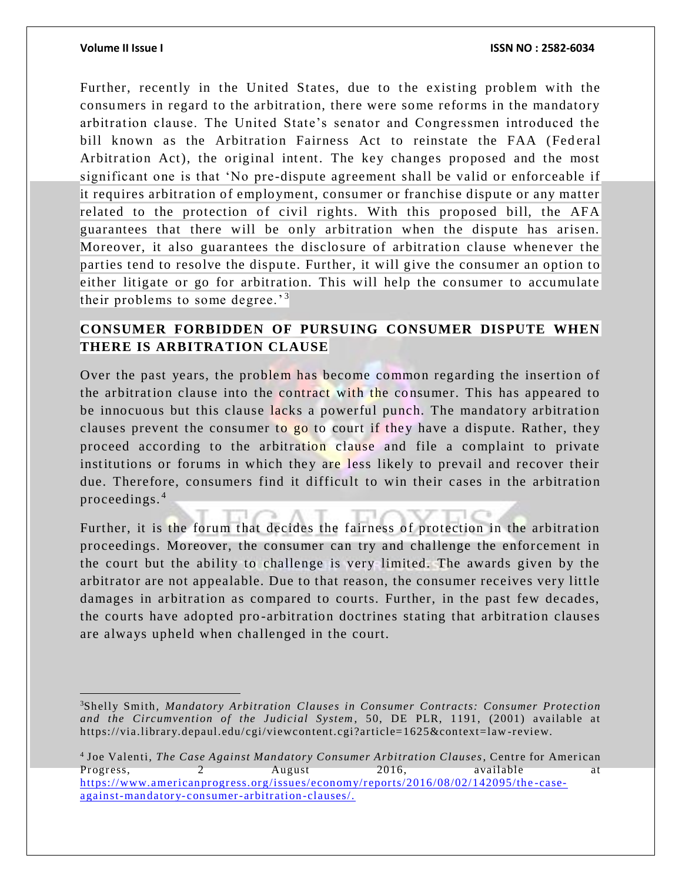Further, recently in the United States, due to the existing problem with the consumers in regard to the arbitration, there were some reforms in the mandatory arbitration clause. The United State's senator and Congressmen introduced the bill known as the Arbitration Fairness Act to reinstate the FAA (Federal Arbitration Act), the original intent. The key changes proposed and the most significant one is that 'No pre-dispute agreement shall be valid or enforceable if it requires arbitration of employment, consumer or franchise dispute or any matter related to the protection of civil rights. With this proposed bill, the AFA guarantees that there will be only arbitration when the dispute has arisen. Moreover, it also guarantees the disclosure of arbitration clause whenever the parties tend to resolve the dispute. Further, it will give the consumer an option to either litigate or go for arbitration. This will help the consumer to accumulate their problems to some degree.'[3]

## CONSUMER FORBIDDEN OF PURSUING CONSUMER DISPUTE WHEN THERE IS ARBITRATION CLAUSE

Over the past years, the problem has become common regarding the insertion of the arbitration clause into the contract with the consumer. This has appeared to be innocuous but this clause lacks a powerful punch. The mandatory arbitration clauses prevent the consumer to go to court if they have a dispute. Rather, they proceed according to the arbitration clause and file a complaint to private institutions or forums in which they are less likely to prevail and recover their due. Therefore, consumers find it difficult to win their cases in the arbitration proceedings.[4]

Further, it is the forum that decides the fairness of protection in the arbitration proceedings. Moreover, the consumer can try and challenge the enforcement in the court but the ability to challenge is very limited. The awards given by the arbitrator are not appealable. Due to that reason, the consumer receives very little damages in arbitration as compared to courts. Further, in the past few decades, the courts have adopted pro-arbitration doctrines stating that arbitration clauses are always upheld when challenged in the court.

---

[3] Shelly Smith, *Mandatory Arbitration Clauses in Consumer Contracts: Consumer Protection and the Circumvention of the Judicial System*, 50, DE PLR, 1191, (2001) available at https://via.library.depaul.edu/cgi/viewcontent.cgi?article=1625&context=law-review.

[4] Joe Valenti, *The Case Against Mandatory Consumer Arbitration Clauses*, Centre for American Progress, 2 August 2016, available at https://www.americanprogress.org/issues/economy/reports/2016/08/02/142095/the-case-against-mandatory-consumer-arbitration-clauses/.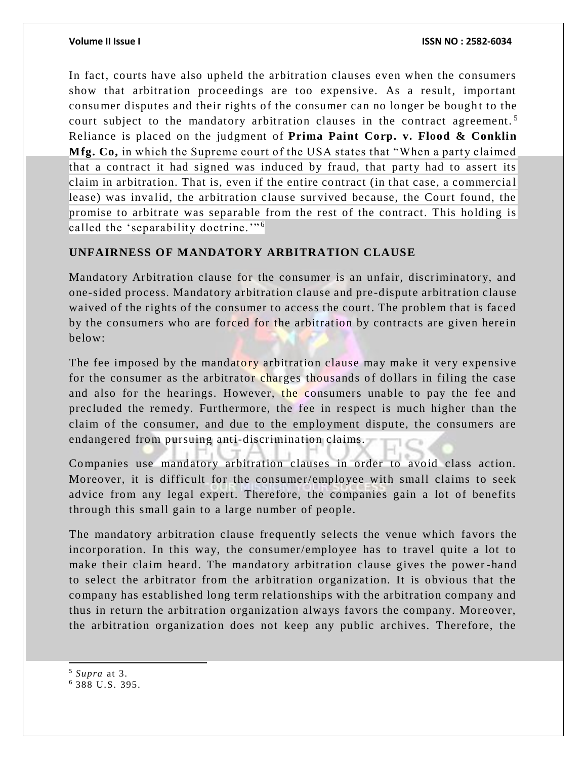In fact, courts have also upheld the arbitration clauses even when the consumers show that arbitration proceedings are too expensive. As a result, important consumer disputes and their rights of the consumer can no longer be bought to the court subject to the mandatory arbitration clauses in the contract agreement.[5] Reliance is placed on the judgment of **Prima Paint Corp. v. Flood & Conklin Mfg. Co,** in which the Supreme court of the USA states that "When a party claimed that a contract it had signed was induced by fraud, that party had to assert its claim in arbitration. That is, even if the entire contract (in that case, a commercial lease) was invalid, the arbitration clause survived because, the Court found, the promise to arbitrate was separable from the rest of the contract. This holding is called the 'separability doctrine.'"[6]

## UNFAIRNESS OF MANDATORY ARBITRATION CLAUSE

Mandatory Arbitration clause for the consumer is an unfair, discriminatory, and one-sided process. Mandatory arbitration clause and pre-dispute arbitration clause waived of the rights of the consumer to access the court. The problem that is faced by the consumers who are forced for the arbitration by contracts are given herein below:

The fee imposed by the mandatory arbitration clause may make it very expensive for the consumer as the arbitrator charges thousands of dollars in filing the case and also for the hearings. However, the consumers unable to pay the fee and precluded the remedy. Furthermore, the fee in respect is much higher than the claim of the consumer, and due to the employment dispute, the consumers are endangered from pursuing anti-discrimination claims.

Companies use mandatory arbitration clauses in order to avoid class action. Moreover, it is difficult for the consumer/employee with small claims to seek advice from any legal expert. Therefore, the companies gain a lot of benefits through this small gain to a large number of people.

The mandatory arbitration clause frequently selects the venue which favors the incorporation. In this way, the consumer/employee has to travel quite a lot to make their claim heard. The mandatory arbitration clause gives the power-hand to select the arbitrator from the arbitration organization. It is obvious that the company has established long term relationships with the arbitration company and thus in return the arbitration organization always favors the company. Moreover, the arbitration organization does not keep any public archives. Therefore, the

---

[5] *Supra* at 3.

[6] 388 U.S. 395.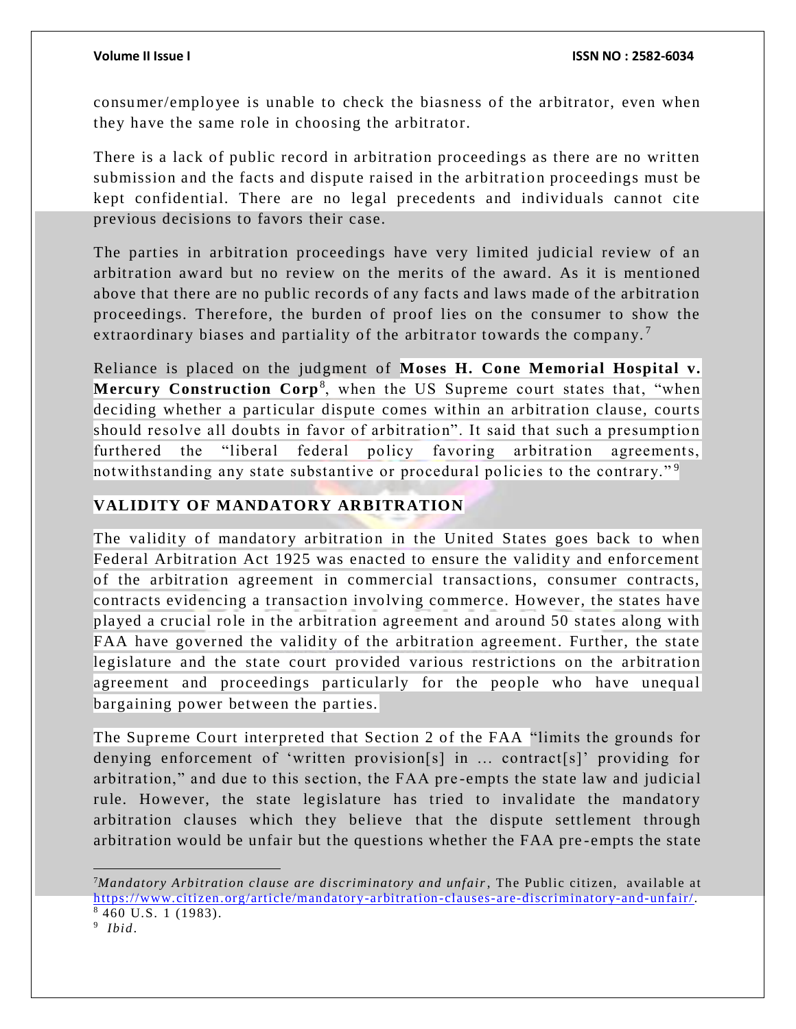consumer/employee is unable to check the biasness of the arbitrator, even when they have the same role in choosing the arbitrator.

There is a lack of public record in arbitration proceedings as there are no written submission and the facts and dispute raised in the arbitration proceedings must be kept confidential. There are no legal precedents and individuals cannot cite previous decisions to favors their case.

The parties in arbitration proceedings have very limited judicial review of an arbitration award but no review on the merits of the award. As it is mentioned above that there are no public records of any facts and laws made of the arbitration proceedings. Therefore, the burden of proof lies on the consumer to show the extraordinary biases and partiality of the arbitrator towards the company.[7]

Reliance is placed on the judgment of **Moses H. Cone Memorial Hospital v. Mercury Construction Corp**[8], when the US Supreme court states that, "when deciding whether a particular dispute comes within an arbitration clause, courts should resolve all doubts in favor of arbitration". It said that such a presumption furthered the "liberal federal policy favoring arbitration agreements, notwithstanding any state substantive or procedural policies to the contrary."[9]

## VALIDITY OF MANDATORY ARBITRATION

The validity of mandatory arbitration in the United States goes back to when Federal Arbitration Act 1925 was enacted to ensure the validity and enforcement of the arbitration agreement in commercial transactions, consumer contracts, contracts evidencing a transaction involving commerce. However, the states have played a crucial role in the arbitration agreement and around 50 states along with FAA have governed the validity of the arbitration agreement. Further, the state legislature and the state court provided various restrictions on the arbitration agreement and proceedings particularly for the people who have unequal bargaining power between the parties.

The Supreme Court interpreted that Section 2 of the FAA "limits the grounds for denying enforcement of 'written provision[s] in ... contract[s]' providing for arbitration," and due to this section, the FAA pre-empts the state law and judicial rule. However, the state legislature has tried to invalidate the mandatory arbitration clauses which they believe that the dispute settlement through arbitration would be unfair but the questions whether the FAA pre-empts the state

---

[7] *Mandatory Arbitration clause are discriminatory and unfair*, The Public citizen, available at https://www.citizen.org/article/mandatory-arbitration-clauses-are-discriminatory-and-unfair/.

[8] 460 U.S. 1 (1983).

[9] *Ibid*.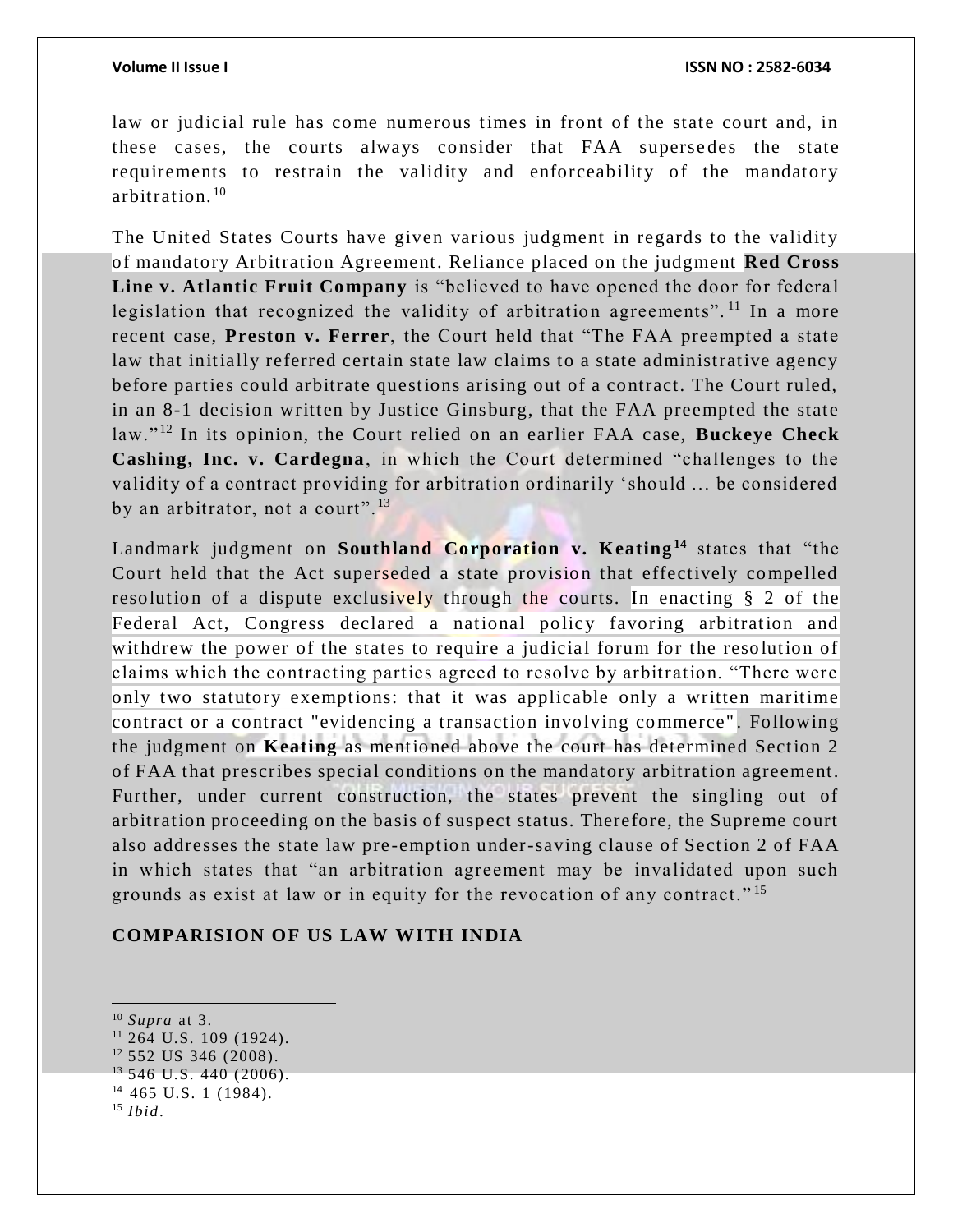law or judicial rule has come numerous times in front of the state court and, in these cases, the courts always consider that FAA supersedes the state requirements to restrain the validity and enforceability of the mandatory arbitration.[10]

The United States Courts have given various judgment in regards to the validity of mandatory Arbitration Agreement. Reliance placed on the judgment **Red Cross Line v. Atlantic Fruit Company** is "believed to have opened the door for federal legislation that recognized the validity of arbitration agreements".[11] In a more recent case, **Preston v. Ferrer**, the Court held that "The FAA preempted a state law that initially referred certain state law claims to a state administrative agency before parties could arbitrate questions arising out of a contract. The Court ruled, in an 8-1 decision written by Justice Ginsburg, that the FAA preempted the state law."[12] In its opinion, the Court relied on an earlier FAA case, **Buckeye Check Cashing, Inc. v. Cardegna**, in which the Court determined "challenges to the validity of a contract providing for arbitration ordinarily 'should ... be considered by an arbitrator, not a court".[13]

Landmark judgment on **Southland Corporation v. Keating**[14] states that "the Court held that the Act superseded a state provision that effectively compelled resolution of a dispute exclusively through the courts. In enacting § 2 of the Federal Act, Congress declared a national policy favoring arbitration and withdrew the power of the states to require a judicial forum for the resolution of claims which the contracting parties agreed to resolve by arbitration. "There were only two statutory exemptions: that it was applicable only a written maritime contract or a contract "evidencing a transaction involving commerce". Following the judgment on **Keating** as mentioned above the court has determined Section 2 of FAA that prescribes special conditions on the mandatory arbitration agreement. Further, under current construction, the states prevent the singling out of arbitration proceeding on the basis of suspect status. Therefore, the Supreme court also addresses the state law pre-emption under-saving clause of Section 2 of FAA in which states that "an arbitration agreement may be invalidated upon such grounds as exist at law or in equity for the revocation of any contract."[15]

## COMPARISION OF US LAW WITH INDIA

---

[10] *Supra* at 3.
[11] 264 U.S. 109 (1924).
[12] 552 US 346 (2008).
[13] 546 U.S. 440 (2006).
[14] 465 U.S. 1 (1984).
[15] *Ibid*.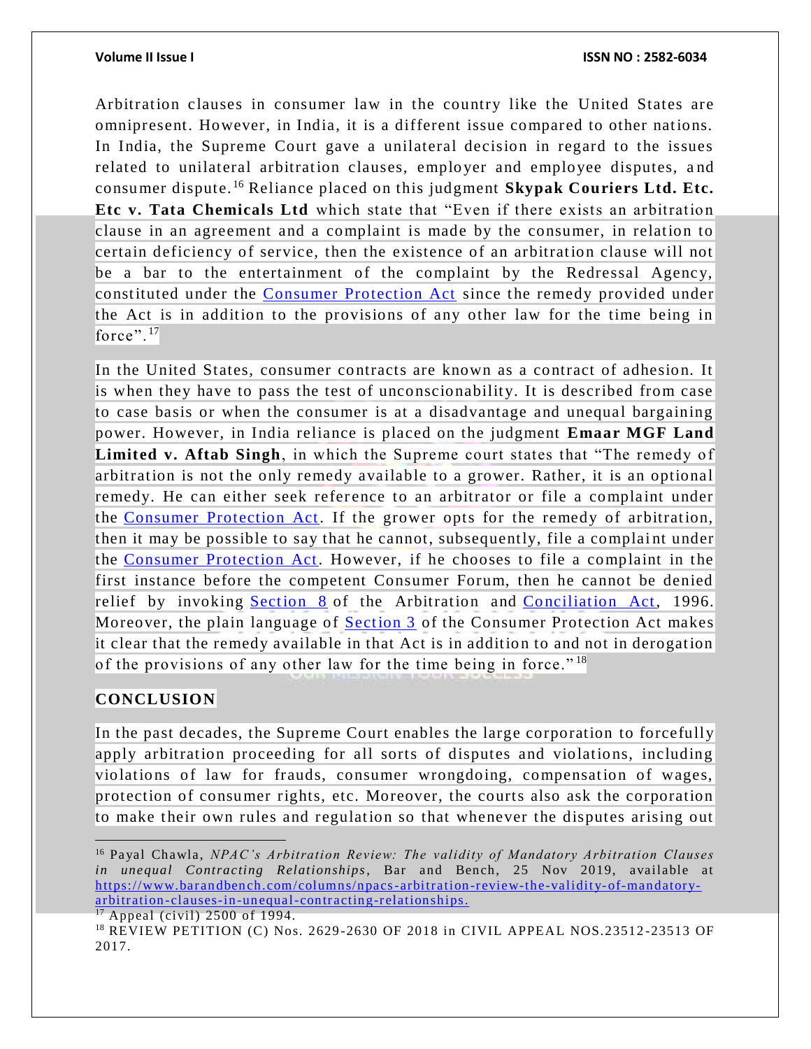Arbitration clauses in consumer law in the country like the United States are omnipresent. However, in India, it is a different issue compared to other nations. In India, the Supreme Court gave a unilateral decision in regard to the issues related to unilateral arbitration clauses, employer and employee disputes, and consumer dispute.[16] Reliance placed on this judgment **Skypak Couriers Ltd. Etc. Etc v. Tata Chemicals Ltd** which state that "Even if there exists an arbitration clause in an agreement and a complaint is made by the consumer, in relation to certain deficiency of service, then the existence of an arbitration clause will not be a bar to the entertainment of the complaint by the Redressal Agency, constituted under the Consumer Protection Act since the remedy provided under the Act is in addition to the provisions of any other law for the time being in force".[17]

In the United States, consumer contracts are known as a contract of adhesion. It is when they have to pass the test of unconscionability. It is described from case to case basis or when the consumer is at a disadvantage and unequal bargaining power. However, in India reliance is placed on the judgment **Emaar MGF Land Limited v. Aftab Singh**, in which the Supreme court states that "The remedy of arbitration is not the only remedy available to a grower. Rather, it is an optional remedy. He can either seek reference to an arbitrator or file a complaint under the Consumer Protection Act. If the grower opts for the remedy of arbitration, then it may be possible to say that he cannot, subsequently, file a complaint under the Consumer Protection Act. However, if he chooses to file a complaint in the first instance before the competent Consumer Forum, then he cannot be denied relief by invoking Section 8 of the Arbitration and Conciliation Act, 1996. Moreover, the plain language of Section 3 of the Consumer Protection Act makes it clear that the remedy available in that Act is in addition to and not in derogation of the provisions of any other law for the time being in force."[18]

## CONCLUSION

In the past decades, the Supreme Court enables the large corporation to forcefully apply arbitration proceeding for all sorts of disputes and violations, including violations of law for frauds, consumer wrongdoing, compensation of wages, protection of consumer rights, etc. Moreover, the courts also ask the corporation to make their own rules and regulation so that whenever the disputes arising out

---

[16] Payal Chawla, *NPAC's Arbitration Review: The validity of Mandatory Arbitration Clauses in unequal Contracting Relationships*, Bar and Bench, 25 Nov 2019, available at https://www.barandbench.com/columns/npacs-arbitration-review-the-validity-of-mandatory-arbitration-clauses-in-unequal-contracting-relationships.

[17] Appeal (civil) 2500 of 1994.

[18] REVIEW PETITION (C) Nos. 2629-2630 OF 2018 in CIVIL APPEAL NOS.23512-23513 OF 2017.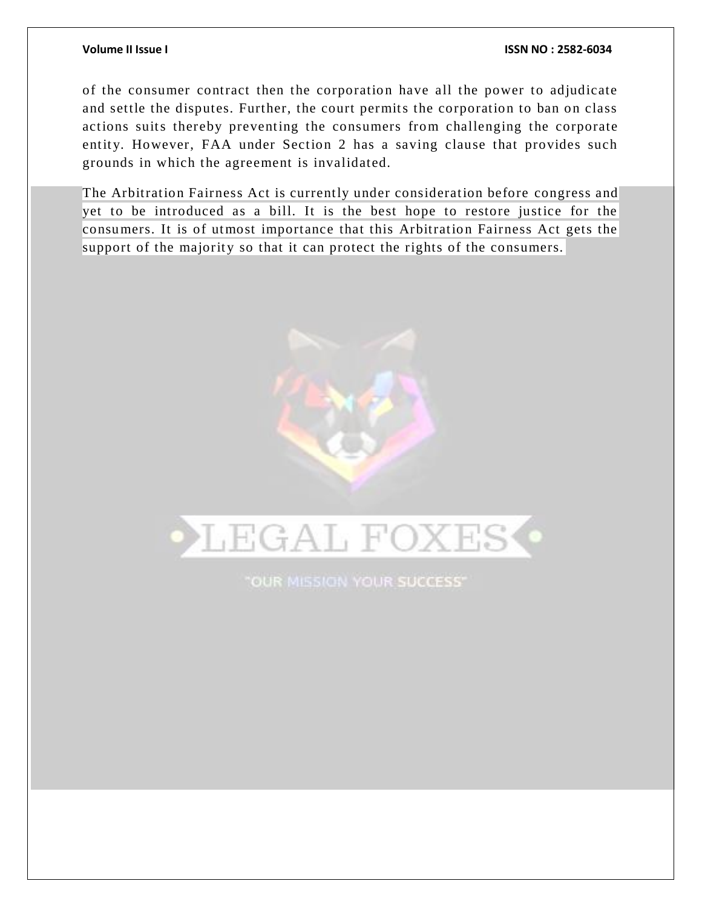of the consumer contract then the corporation have all the power to adjudicate and settle the disputes. Further, the court permits the corporation to ban on class actions suits thereby preventing the consumers from challenging the corporate entity. However, FAA under Section 2 has a saving clause that provides such grounds in which the agreement is invalidated.

The Arbitration Fairness Act is currently under consideration before congress and yet to be introduced as a bill. It is the best hope to restore justice for the consumers. It is of utmost importance that this Arbitration Fairness Act gets the support of the majority so that it can protect the rights of the consumers.